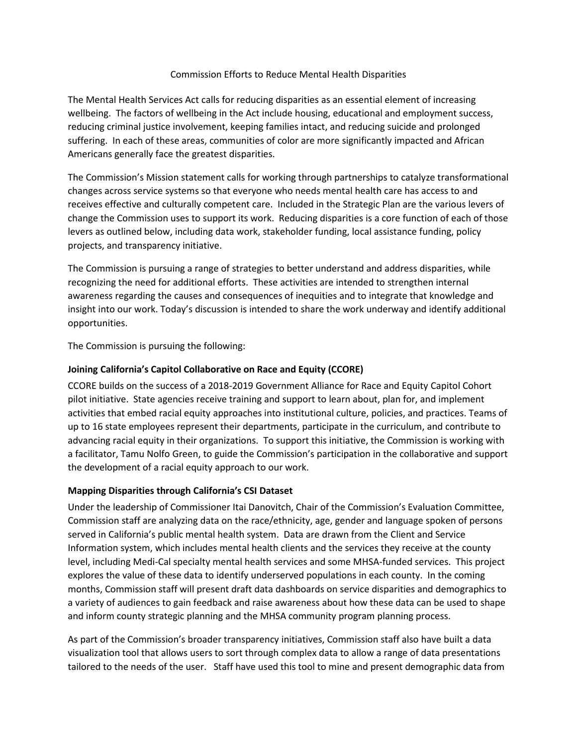# Commission Efforts to Reduce Mental Health Disparities

The Mental Health Services Act calls for reducing disparities as an essential element of increasing wellbeing. The factors of wellbeing in the Act include housing, educational and employment success, reducing criminal justice involvement, keeping families intact, and reducing suicide and prolonged suffering. In each of these areas, communities of color are more significantly impacted and African Americans generally face the greatest disparities.

The Commission's Mission statement calls for working through partnerships to catalyze transformational changes across service systems so that everyone who needs mental health care has access to and receives effective and culturally competent care. Included in the Strategic Plan are the various levers of change the Commission uses to support its work. Reducing disparities is a core function of each of those levers as outlined below, including data work, stakeholder funding, local assistance funding, policy projects, and transparency initiative.

The Commission is pursuing a range of strategies to better understand and address disparities, while recognizing the need for additional efforts. These activities are intended to strengthen internal awareness regarding the causes and consequences of inequities and to integrate that knowledge and insight into our work. Today's discussion is intended to share the work underway and identify additional opportunities.

The Commission is pursuing the following:

**Joining California's Capitol Collaborative on Race and Equity (CCORE)**

CCORE builds on the success of a 2018-2019 Government Alliance for Race and Equity Capitol Cohort pilot initiative. State agencies receive training and support to learn about, plan for, and implement activities that embed racial equity approaches into institutional culture, policies, and practices. Teams of up to 16 state employees represent their departments, participate in the curriculum, and contribute to advancing racial equity in their organizations. To support this initiative, the Commission is working with a facilitator, Tamu Nolfo Green, to guide the Commission's participation in the collaborative and support the development of a racial equity approach to our work.

**Mapping Disparities through California's CSI Dataset**

Under the leadership of Commissioner Itai Danovitch, Chair of the Commission's Evaluation Committee, Commission staff are analyzing data on the race/ethnicity, age, gender and language spoken of persons served in California's public mental health system. Data are drawn from the Client and Service Information system, which includes mental health clients and the services they receive at the county level, including Medi-Cal specialty mental health services and some MHSA-funded services. This project explores the value of these data to identify underserved populations in each county. In the coming months, Commission staff will present draft data dashboards on service disparities and demographics to a variety of audiences to gain feedback and raise awareness about how these data can be used to shape and inform county strategic planning and the MHSA community program planning process.

As part of the Commission's broader transparency initiatives, Commission staff also have built a data visualization tool that allows users to sort through complex data to allow a range of data presentations tailored to the needs of the user. Staff have used this tool to mine and present demographic data from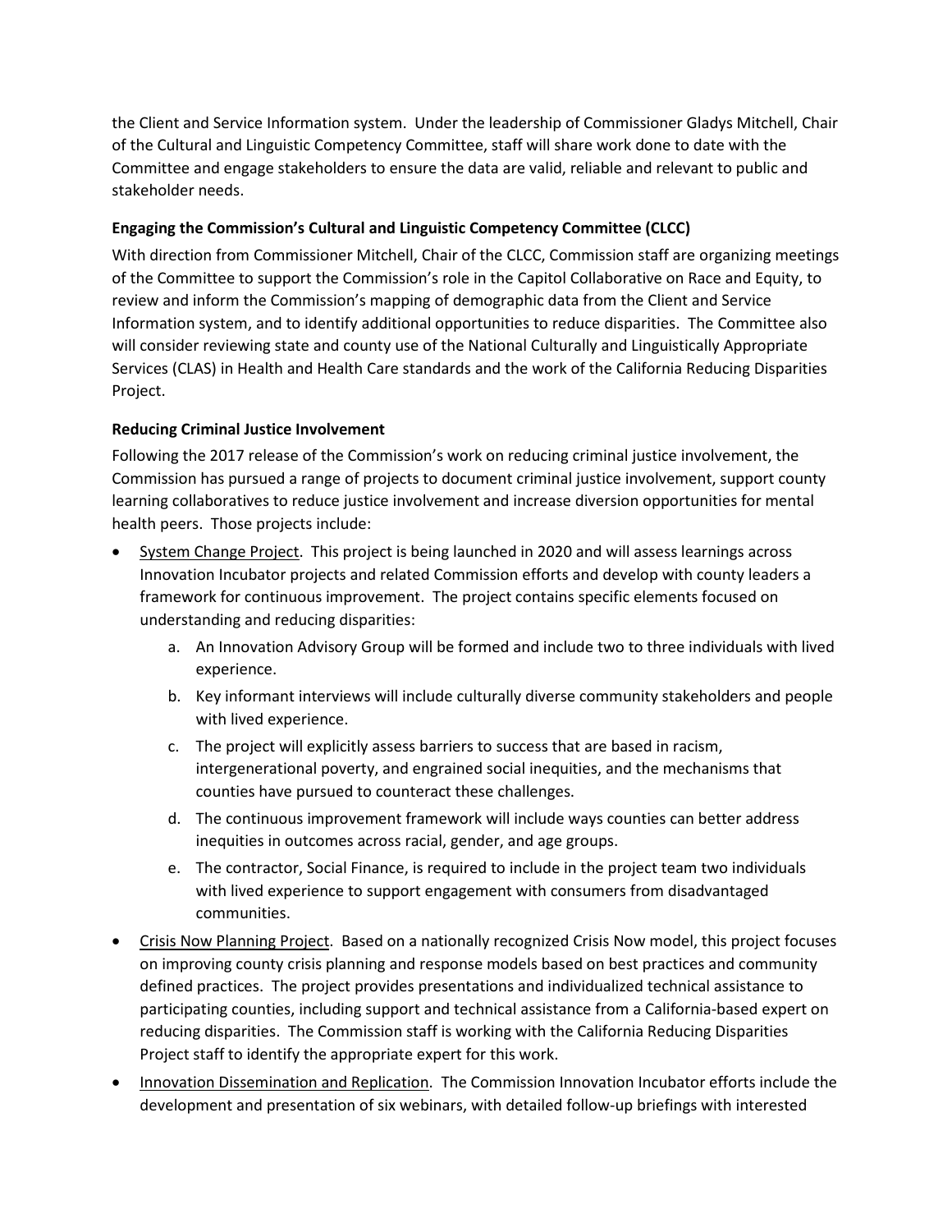the Client and Service Information system. Under the leadership of Commissioner Gladys Mitchell, Chair of the Cultural and Linguistic Competency Committee, staff will share work done to date with the Committee and engage stakeholders to ensure the data are valid, reliable and relevant to public and stakeholder needs.

**Engaging the Commission's Cultural and Linguistic Competency Committee (CLCC)**

With direction from Commissioner Mitchell, Chair of the CLCC, Commission staff are organizing meetings of the Committee to support the Commission's role in the Capitol Collaborative on Race and Equity, to review and inform the Commission's mapping of demographic data from the Client and Service Information system, and to identify additional opportunities to reduce disparities. The Committee also will consider reviewing state and county use of the National Culturally and Linguistically Appropriate Services (CLAS) in Health and Health Care standards and the work of the California Reducing Disparities Project.

**Reducing Criminal Justice Involvement**

Following the 2017 release of the Commission's work on reducing criminal justice involvement, the Commission has pursued a range of projects to document criminal justice involvement, support county learning collaboratives to reduce justice involvement and increase diversion opportunities for mental health peers. Those projects include:

- System Change Project. This project is being launched in 2020 and will assess learnings across Innovation Incubator projects and related Commission efforts and develop with county leaders a framework for continuous improvement. The project contains specific elements focused on understanding and reducing disparities:
    a. An Innovation Advisory Group will be formed and include two to three individuals with lived experience.
    b. Key informant interviews will include culturally diverse community stakeholders and people with lived experience.
    c. The project will explicitly assess barriers to success that are based in racism, intergenerational poverty, and engrained social inequities, and the mechanisms that counties have pursued to counteract these challenges.
    d. The continuous improvement framework will include ways counties can better address inequities in outcomes across racial, gender, and age groups.
    e. The contractor, Social Finance, is required to include in the project team two individuals with lived experience to support engagement with consumers from disadvantaged communities.
- Crisis Now Planning Project. Based on a nationally recognized Crisis Now model, this project focuses on improving county crisis planning and response models based on best practices and community defined practices. The project provides presentations and individualized technical assistance to participating counties, including support and technical assistance from a California-based expert on reducing disparities. The Commission staff is working with the California Reducing Disparities Project staff to identify the appropriate expert for this work.
- Innovation Dissemination and Replication. The Commission Innovation Incubator efforts include the development and presentation of six webinars, with detailed follow-up briefings with interested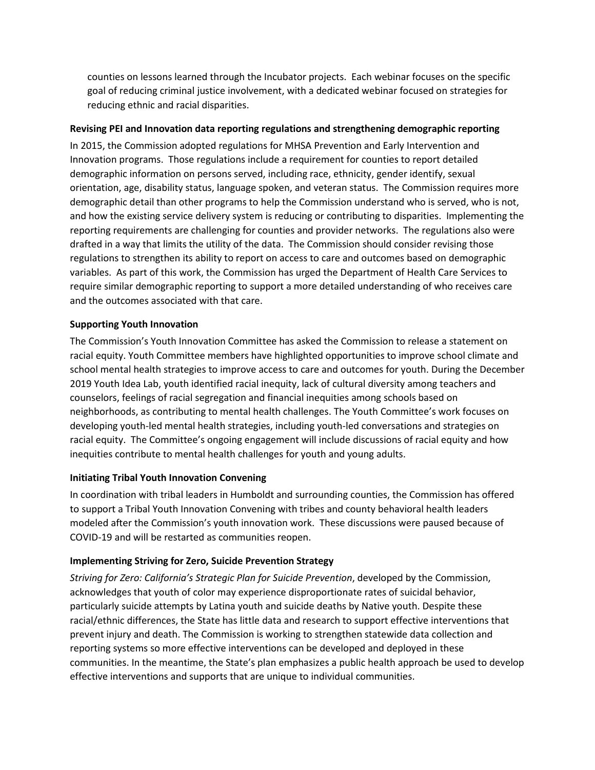counties on lessons learned through the Incubator projects. Each webinar focuses on the specific goal of reducing criminal justice involvement, with a dedicated webinar focused on strategies for reducing ethnic and racial disparities.

**Revising PEI and Innovation data reporting regulations and strengthening demographic reporting**

In 2015, the Commission adopted regulations for MHSA Prevention and Early Intervention and Innovation programs. Those regulations include a requirement for counties to report detailed demographic information on persons served, including race, ethnicity, gender identify, sexual orientation, age, disability status, language spoken, and veteran status. The Commission requires more demographic detail than other programs to help the Commission understand who is served, who is not, and how the existing service delivery system is reducing or contributing to disparities. Implementing the reporting requirements are challenging for counties and provider networks. The regulations also were drafted in a way that limits the utility of the data. The Commission should consider revising those regulations to strengthen its ability to report on access to care and outcomes based on demographic variables. As part of this work, the Commission has urged the Department of Health Care Services to require similar demographic reporting to support a more detailed understanding of who receives care and the outcomes associated with that care.

**Supporting Youth Innovation**

The Commission's Youth Innovation Committee has asked the Commission to release a statement on racial equity. Youth Committee members have highlighted opportunities to improve school climate and school mental health strategies to improve access to care and outcomes for youth. During the December 2019 Youth Idea Lab, youth identified racial inequity, lack of cultural diversity among teachers and counselors, feelings of racial segregation and financial inequities among schools based on neighborhoods, as contributing to mental health challenges. The Youth Committee's work focuses on developing youth-led mental health strategies, including youth-led conversations and strategies on racial equity. The Committee's ongoing engagement will include discussions of racial equity and how inequities contribute to mental health challenges for youth and young adults.

**Initiating Tribal Youth Innovation Convening**

In coordination with tribal leaders in Humboldt and surrounding counties, the Commission has offered to support a Tribal Youth Innovation Convening with tribes and county behavioral health leaders modeled after the Commission's youth innovation work. These discussions were paused because of COVID-19 and will be restarted as communities reopen.

**Implementing Striving for Zero, Suicide Prevention Strategy**

*Striving for Zero: California's Strategic Plan for Suicide Prevention*, developed by the Commission, acknowledges that youth of color may experience disproportionate rates of suicidal behavior, particularly suicide attempts by Latina youth and suicide deaths by Native youth. Despite these racial/ethnic differences, the State has little data and research to support effective interventions that prevent injury and death. The Commission is working to strengthen statewide data collection and reporting systems so more effective interventions can be developed and deployed in these communities. In the meantime, the State's plan emphasizes a public health approach be used to develop effective interventions and supports that are unique to individual communities.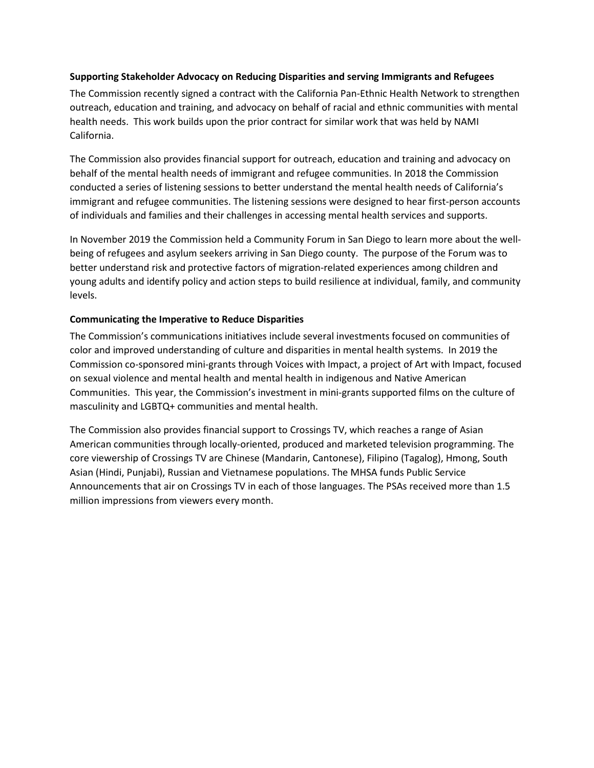**Supporting Stakeholder Advocacy on Reducing Disparities and serving Immigrants and Refugees**

The Commission recently signed a contract with the California Pan-Ethnic Health Network to strengthen outreach, education and training, and advocacy on behalf of racial and ethnic communities with mental health needs. This work builds upon the prior contract for similar work that was held by NAMI California.

The Commission also provides financial support for outreach, education and training and advocacy on behalf of the mental health needs of immigrant and refugee communities. In 2018 the Commission conducted a series of listening sessions to better understand the mental health needs of California's immigrant and refugee communities. The listening sessions were designed to hear first-person accounts of individuals and families and their challenges in accessing mental health services and supports.

In November 2019 the Commission held a Community Forum in San Diego to learn more about the well-being of refugees and asylum seekers arriving in San Diego county. The purpose of the Forum was to better understand risk and protective factors of migration-related experiences among children and young adults and identify policy and action steps to build resilience at individual, family, and community levels.

**Communicating the Imperative to Reduce Disparities**

The Commission's communications initiatives include several investments focused on communities of color and improved understanding of culture and disparities in mental health systems. In 2019 the Commission co-sponsored mini-grants through Voices with Impact, a project of Art with Impact, focused on sexual violence and mental health and mental health in indigenous and Native American Communities. This year, the Commission's investment in mini-grants supported films on the culture of masculinity and LGBTQ+ communities and mental health.

The Commission also provides financial support to Crossings TV, which reaches a range of Asian American communities through locally-oriented, produced and marketed television programming. The core viewership of Crossings TV are Chinese (Mandarin, Cantonese), Filipino (Tagalog), Hmong, South Asian (Hindi, Punjabi), Russian and Vietnamese populations. The MHSA funds Public Service Announcements that air on Crossings TV in each of those languages. The PSAs received more than 1.5 million impressions from viewers every month.